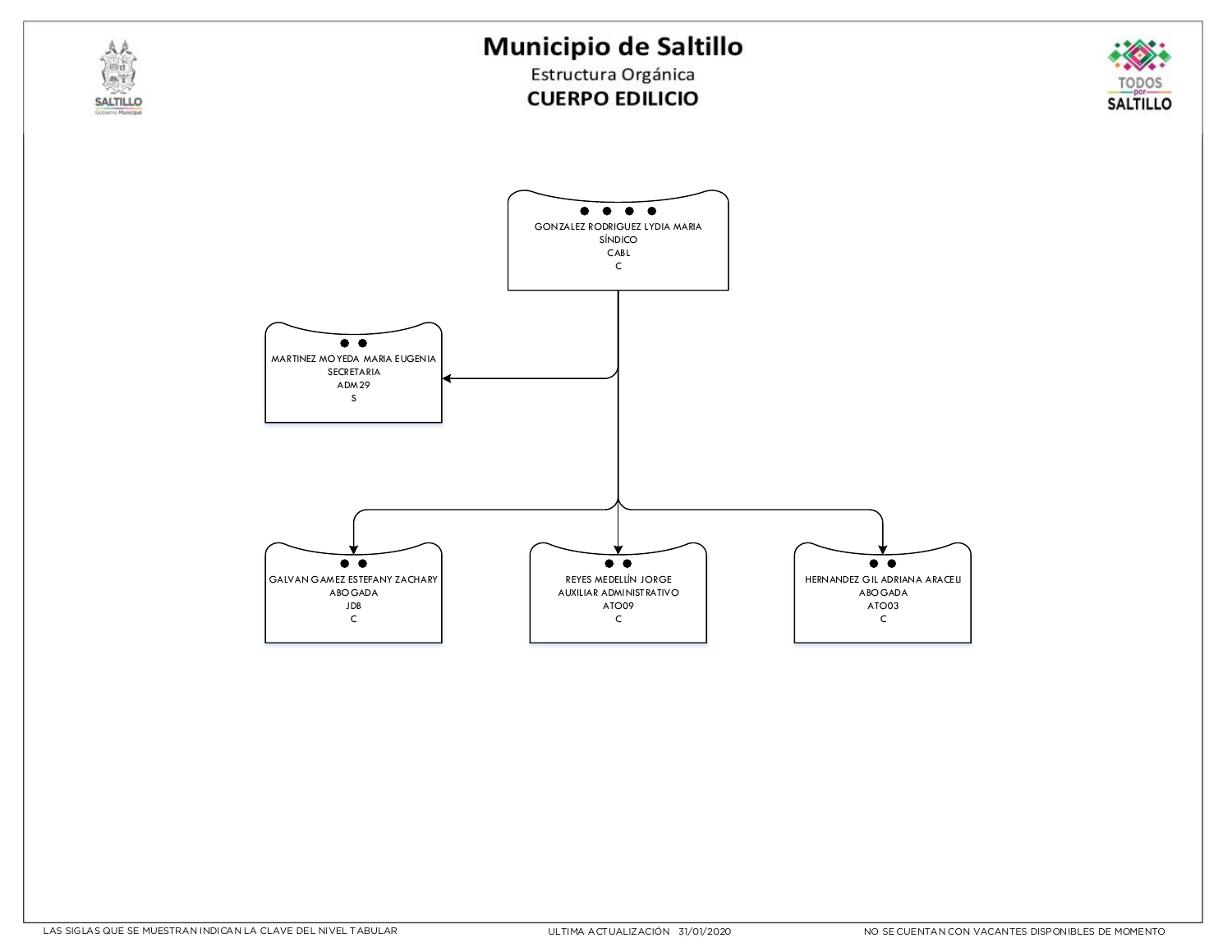# Municipio de Saltillo

## Estructura Orgánica

## CUERPO EDILICIO

**GONZALEZ RODRIGUEZ LYDIA MARIA**
SÍNDICO
CABL
C

- **MARTINEZ MOYEDA MARIA EUGENIA**
  SECRETARIA
  ADM29
  S

- **GALVAN GAMEZ ESTEFANY ZACHARY**
  ABOGADA
  JDB
  C

- **REYES MEDELLÍN JORGE**
  AUXILIAR ADMINISTRATIVO
  ATO09
  C

- **HERNANDEZ GIL ADRIANA ARACELI**
  ABOGADA
  ATO03
  C

LAS SIGLAS QUE SE MUESTRAN INDICAN LA CLAVE DEL NIVEL TABULAR

ULTIMA ACTUALIZACIÓN 31/01/2020

NO SE CUENTAN CON VACANTES DISPONIBLES DE MOMENTO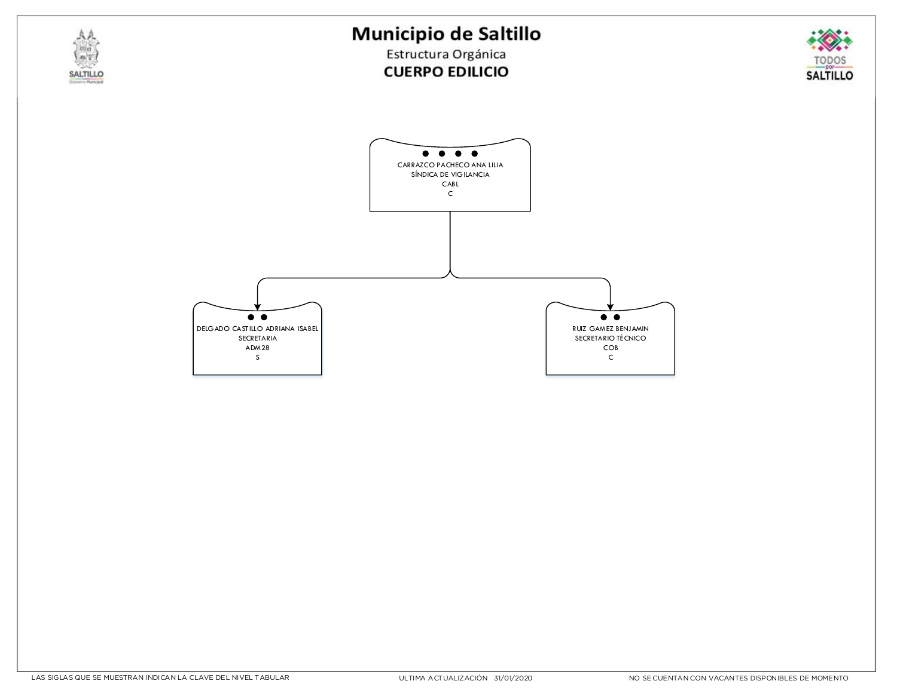# Municipio de Saltillo

Estructura Orgánica

## CUERPO EDILICIO

● ● ● ●
CARRAZCO PACHECO ANA LILIA
SÍNDICA DE VIGILANCIA
CABL
C

- ● ●
  DELGADO CASTILLO ADRIANA ISABEL
  SECRETARIA
  ADM28
  S

- ● ●
  RUIZ GAMEZ BENJAMIN
  SECRETARIO TÉCNICO
  COB
  C

LAS SIGLAS QUE SE MUESTRAN INDICAN LA CLAVE DEL NIVEL TABULAR

ULTIMA ACTUALIZACIÓN 31/01/2020

NO SE CUENTAN CON VACANTES DISPONIBLES DE MOMENTO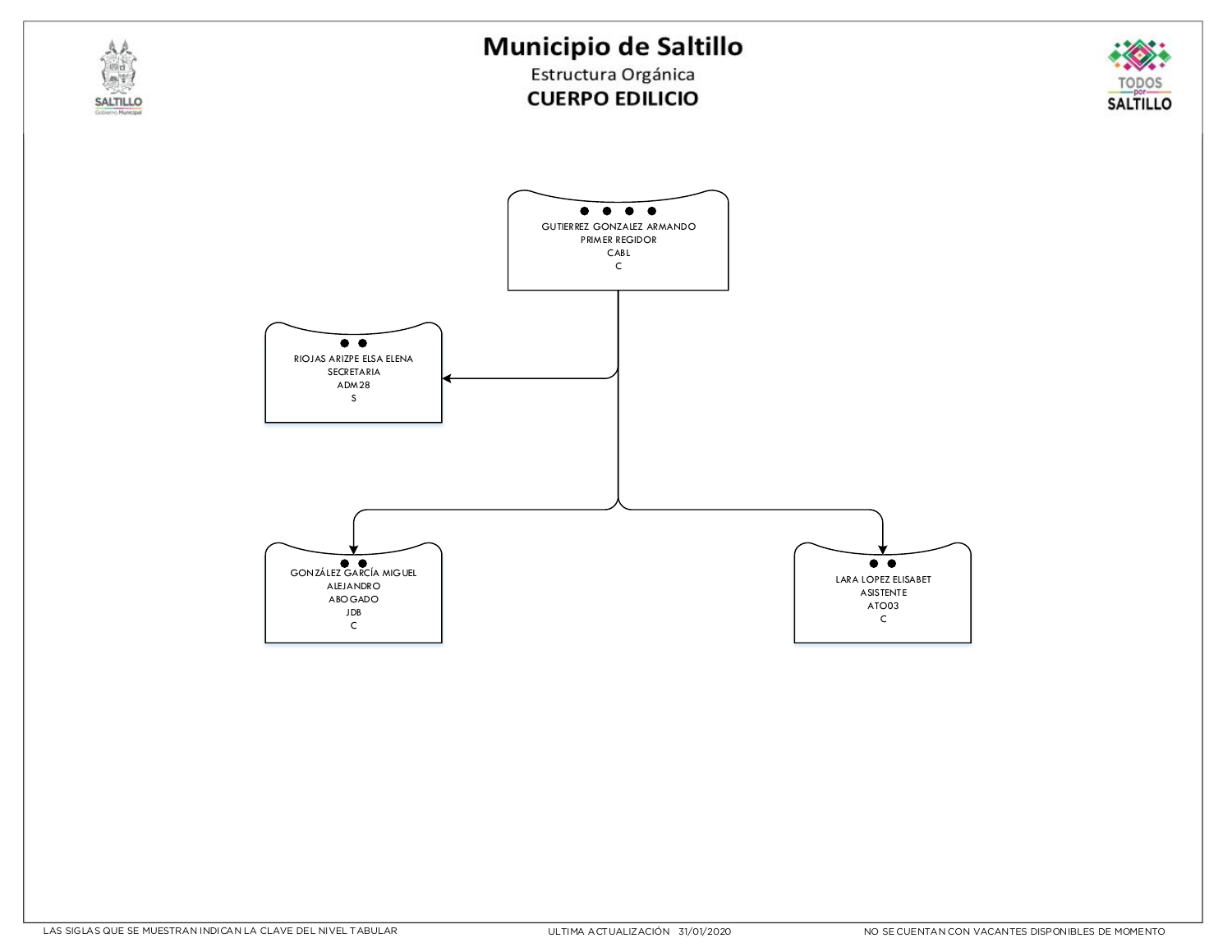# Municipio de Saltillo

## Estructura Orgánica

## CUERPO EDILICIO

- **GUTIERREZ GONZALEZ ARMANDO** — PRIMER REGIDOR — CABL — C
  - **RIOJAS ARIZPE ELSA ELENA** — SECRETARIA — ADM28 — S
  - **GONZÁLEZ GARCÍA MIGUEL ALEJANDRO** — ABOGADO — JDB — C
  - **LARA LOPEZ ELISABET** — ASISTENTE — ATO03 — C

LAS SIGLAS QUE SE MUESTRAN INDICAN LA CLAVE DEL NIVEL TABULAR

ULTIMA ACTUALIZACIÓN 31/01/2020

NO SE CUENTAN CON VACANTES DISPONIBLES DE MOMENTO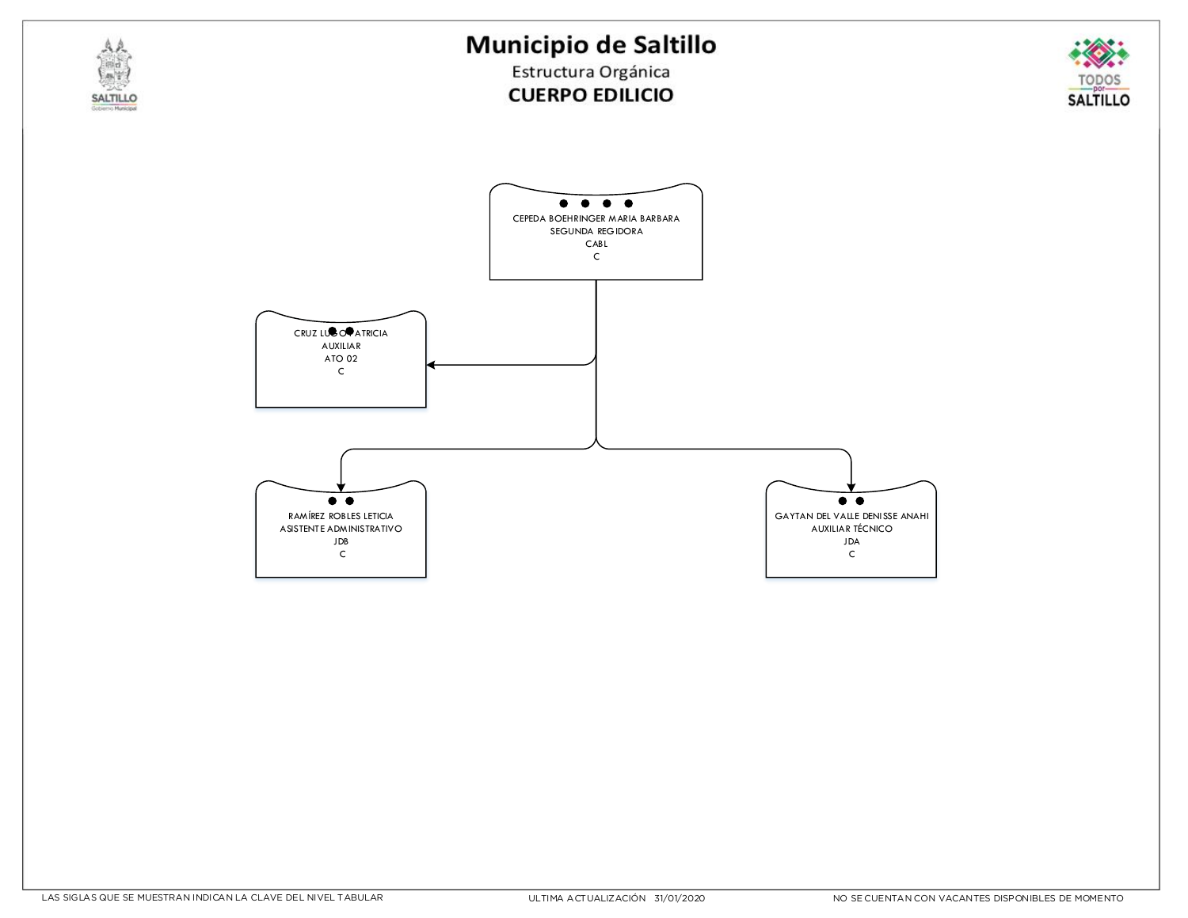# Municipio de Saltillo

## Estructura Orgánica

## CUERPO EDILICIO

**CEPEDA BOEHRINGER MARIA BARBARA**
SEGUNDA REGIDORA
CABL
C

- **CRUZ LUGO PATRICIA**
  AUXILIAR
  ATO 02
  C

- **RAMÍREZ ROBLES LETICIA**
  ASISTENTE ADMINISTRATIVO
  JDB
  C

- **GAYTAN DEL VALLE DENISSE ANAHI**
  AUXILIAR TÉCNICO
  JDA
  C

LAS SIGLAS QUE SE MUESTRAN INDICAN LA CLAVE DEL NIVEL TABULAR

ULTIMA ACTUALIZACIÓN 31/01/2020

NO SE CUENTAN CON VACANTES DISPONIBLES DE MOMENTO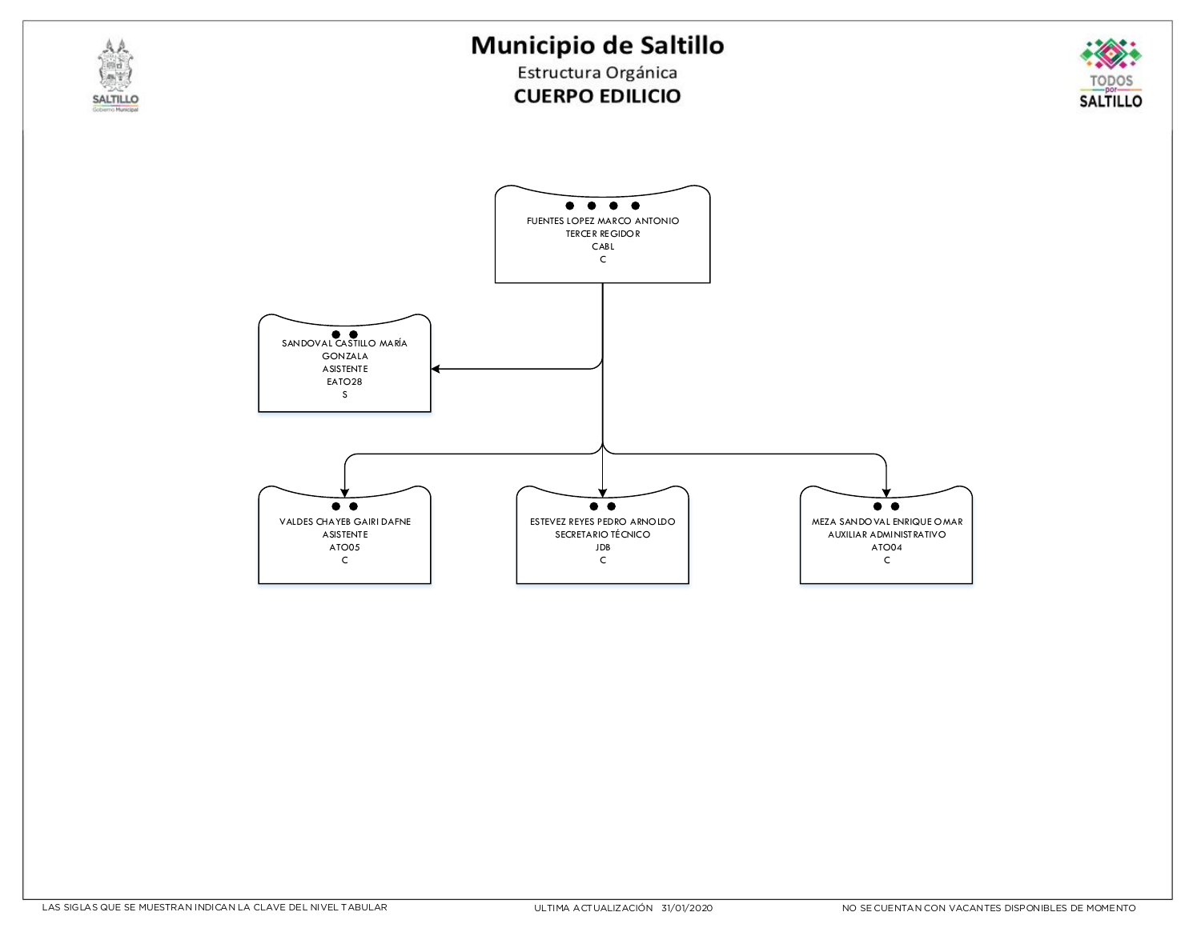# Municipio de Saltillo

## Estructura Orgánica

## CUERPO EDILICIO

- **FUENTES LOPEZ MARCO ANTONIO**
  TERCER REGIDOR
  CABL
  C
  - **SANDOVAL CASTILLO MARÍA GONZALA**
    ASISTENTE
    EATO28
    S
  - **VALDES CHAYEB GAIRI DAFNE**
    ASISTENTE
    ATO05
    C
  - **ESTEVEZ REYES PEDRO ARNOLDO**
    SECRETARIO TÉCNICO
    JDB
    C
  - **MEZA SANDOVAL ENRIQUE OMAR**
    AUXILIAR ADMINISTRATIVO
    ATO04
    C

LAS SIGLAS QUE SE MUESTRAN INDICAN LA CLAVE DEL NIVEL TABULAR

ULTIMA ACTUALIZACIÓN 31/01/2020

NO SE CUENTAN CON VACANTES DISPONIBLES DE MOMENTO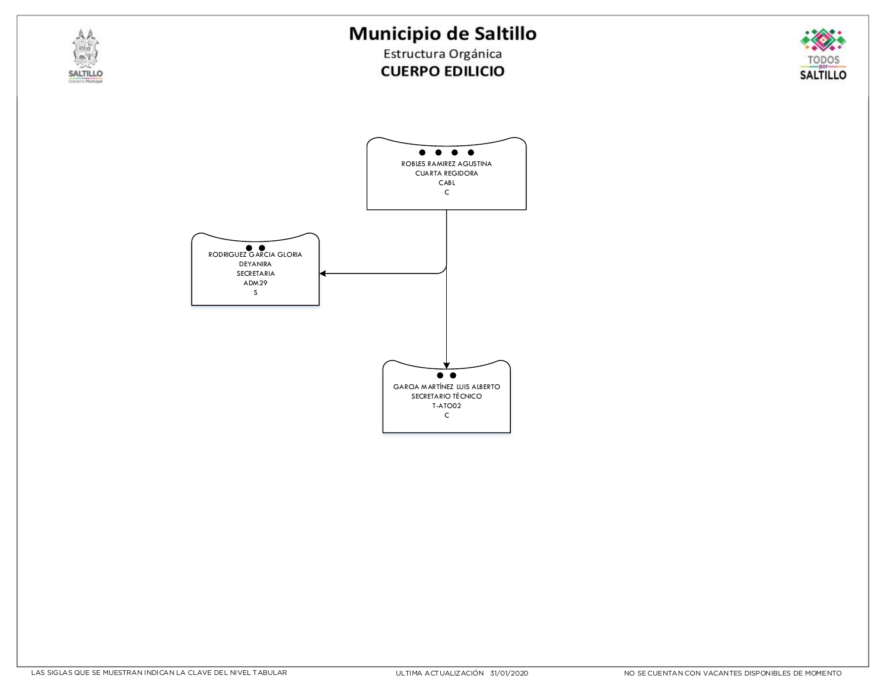# Municipio de Saltillo

Estructura Orgánica

**CUERPO EDILICIO**

- ROBLES RAMIREZ AGUSTINA
  CUARTA REGIDORA
  CABL
  C
  - RODRIGUEZ GARCIA GLORIA DEYANIRA
    SECRETARIA
    ADM29
    S
  - GARCIA MARTÍNEZ LUIS ALBERTO
    SECRETARIO TÉCNICO
    T-ATO02
    C

LAS SIGLAS QUE SE MUESTRAN INDICAN LA CLAVE DEL NIVEL TABULAR

ULTIMA ACTUALIZACIÓN 31/01/2020

NO SE CUENTAN CON VACANTES DISPONIBLES DE MOMENTO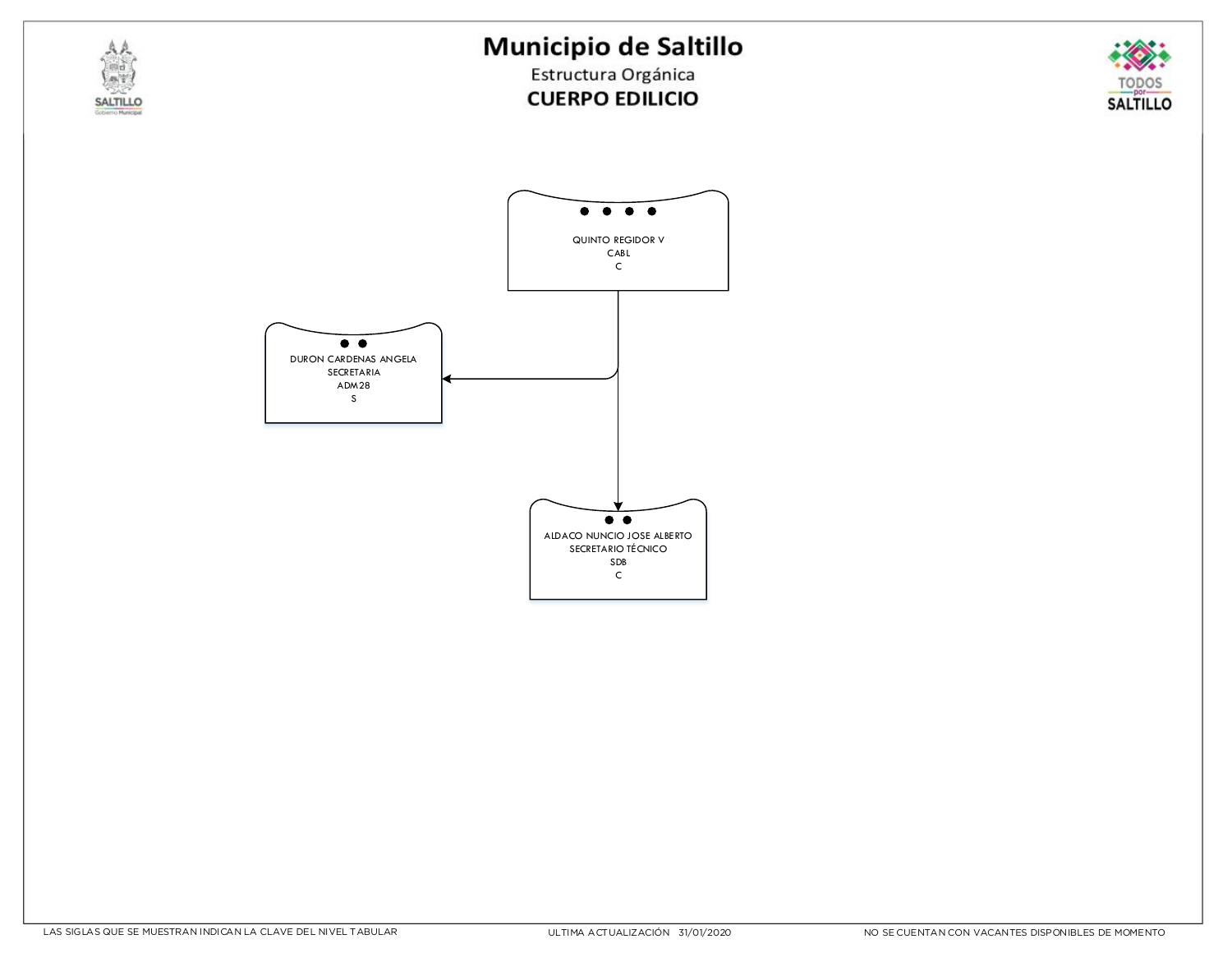# Municipio de Saltillo

Estructura Orgánica

**CUERPO EDILICIO**

- QUINTO REGIDOR V
  CABL
  C
  - DURON CARDENAS ANGELA
    SECRETARIA
    ADM28
    S
  - ALDACO NUNCIO JOSE ALBERTO
    SECRETARIO TÉCNICO
    SDB
    C

LAS SIGLAS QUE SE MUESTRAN INDICAN LA CLAVE DEL NIVEL TABULAR

ULTIMA ACTUALIZACIÓN 31/01/2020

NO SE CUENTAN CON VACANTES DISPONIBLES DE MOMENTO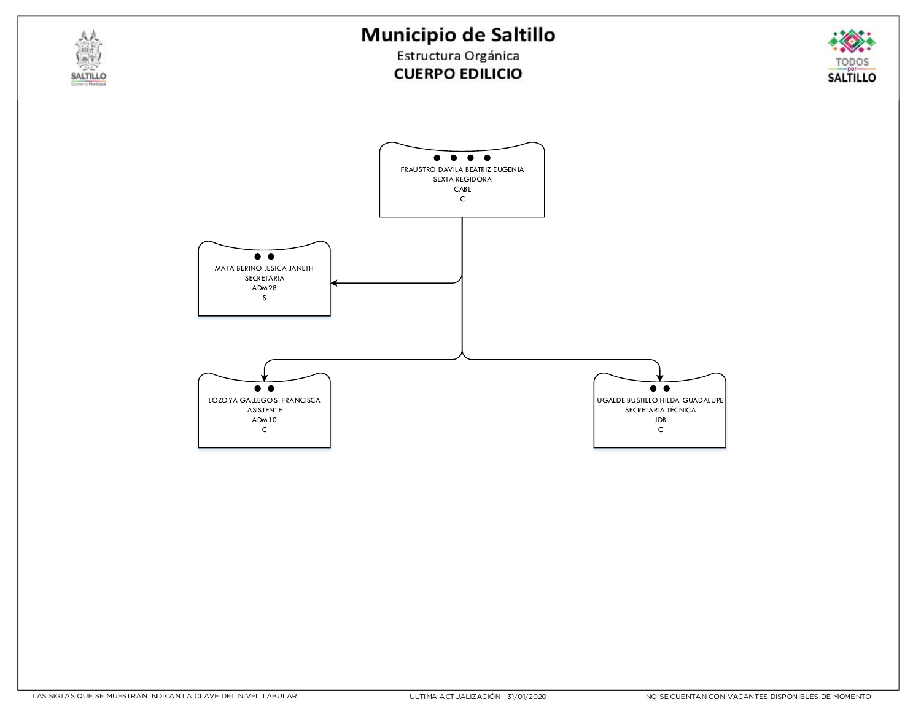# Municipio de Saltillo

Estructura Orgánica

## CUERPO EDILICIO

FRAUSTRO DAVILA BEATRIZ EUGENIA
SEXTA REGIDORA
CABL
C

MATA BERINO JESICA JANETH
SECRETARIA
ADM28
S

LOZOYA GALLEGOS FRANCISCA
ASISTENTE
ADM10
C

UGALDE BUSTILLO HILDA GUADALUPE
SECRETARIA TÉCNICA
JDB
C

LAS SIGLAS QUE SE MUESTRAN INDICAN LA CLAVE DEL NIVEL TABULAR

ULTIMA ACTUALIZACIÓN 31/01/2020

NO SE CUENTAN CON VACANTES DISPONIBLES DE MOMENTO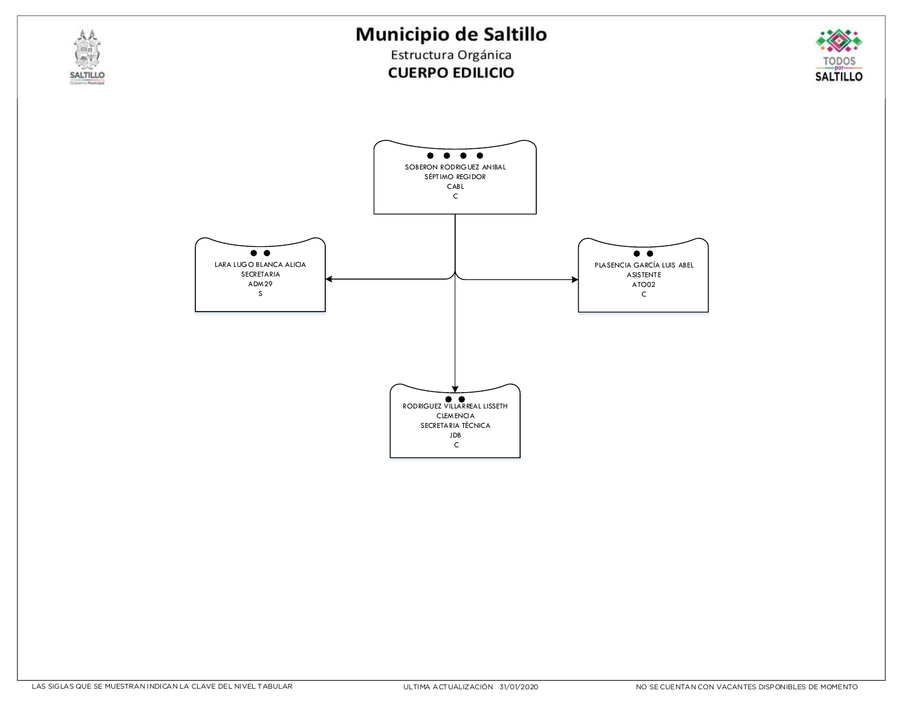# Municipio de Saltillo

## Estructura Orgánica

## CUERPO EDILICIO

**SOBERON RODRIGUEZ ANIBAL**
SÉPTIMO REGIDOR
CABL
C

- **LARA LUGO BLANCA ALICIA**
  SECRETARIA
  ADM29
  S

- **PLASENCIA GARCÍA LUIS ABEL**
  ASISTENTE
  ATO02
  C

- **RODRIGUEZ VILLARREAL LISSETH CLEMENCIA**
  SECRETARIA TÉCNICA
  JDB
  C

LAS SIGLAS QUE SE MUESTRAN INDICAN LA CLAVE DEL NIVEL TABULAR

ULTIMA ACTUALIZACIÓN 31/01/2020

NO SE CUENTAN CON VACANTES DISPONIBLES DE MOMENTO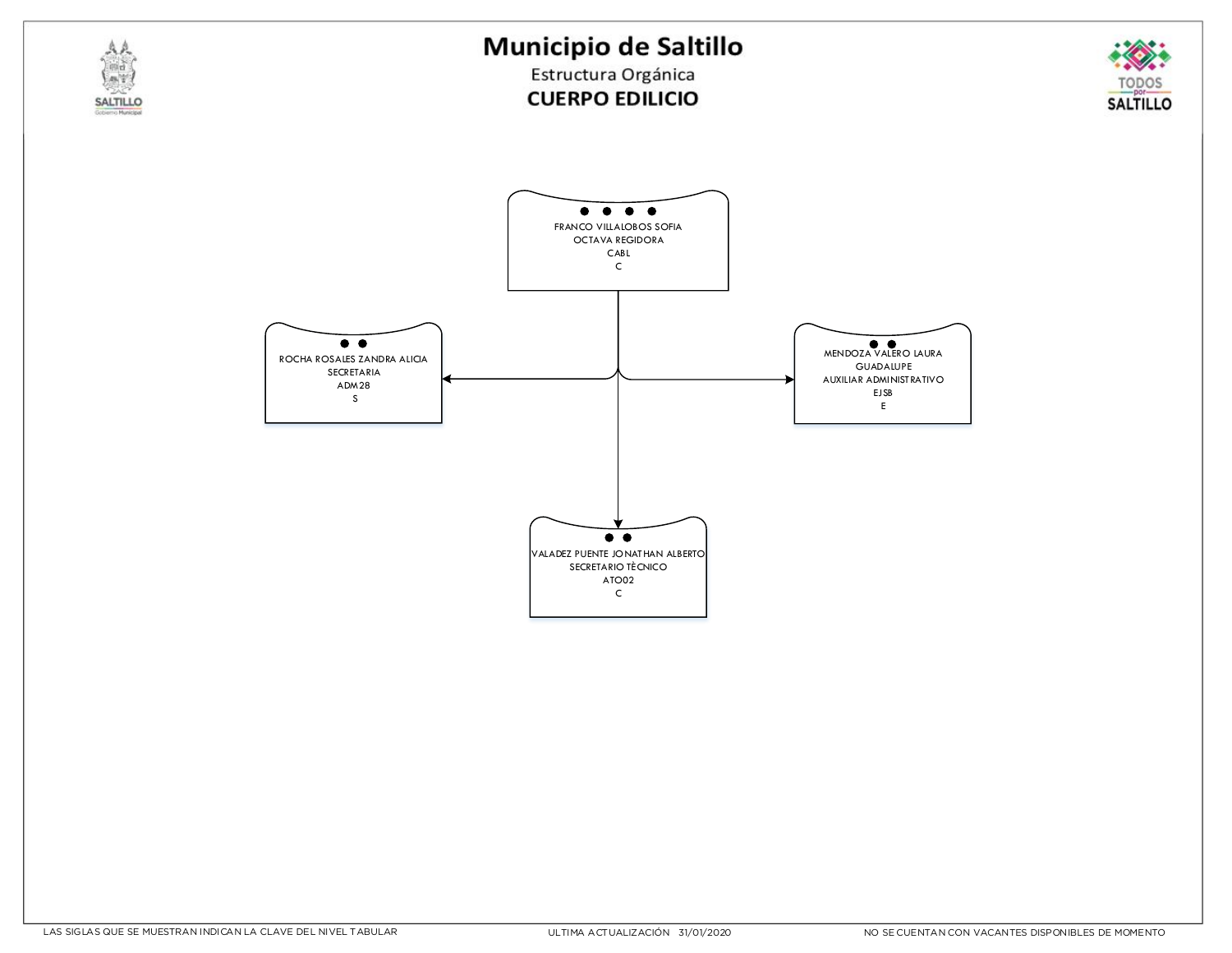# Municipio de Saltillo

## Estructura Orgánica

## CUERPO EDILICIO

FRANCO VILLALOBOS SOFIA
OCTAVA REGIDORA
CABL
C

- ROCHA ROSALES ZANDRA ALICIA
  SECRETARIA
  ADM28
  S

- MENDOZA VALERO LAURA GUADALUPE
  AUXILIAR ADMINISTRATIVO
  EJSB
  E

- VALADEZ PUENTE JONATHAN ALBERTO
  SECRETARIO TÈCNICO
  ATO02
  C

LAS SIGLAS QUE SE MUESTRAN INDICAN LA CLAVE DEL NIVEL TABULAR

ULTIMA ACTUALIZACIÓN 31/01/2020

NO SE CUENTAN CON VACANTES DISPONIBLES DE MOMENTO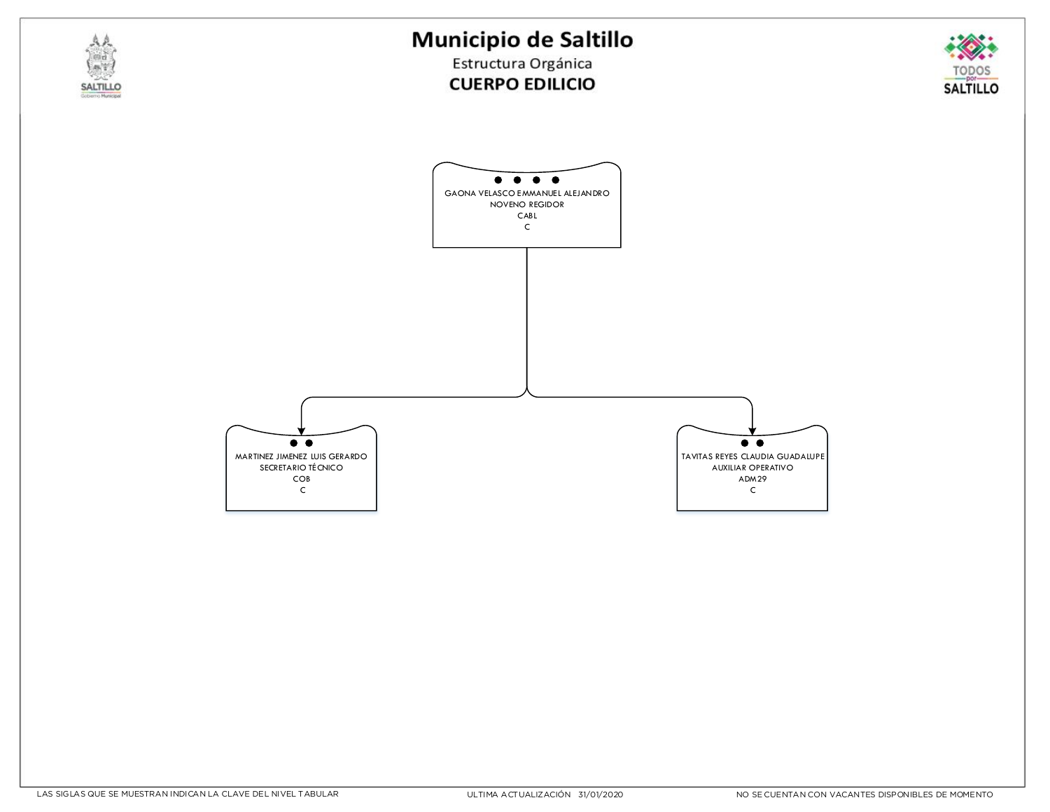# Municipio de Saltillo

Estructura Orgánica

## CUERPO EDILICIO

- GAONA VELASCO EMMANUEL ALEJANDRO
  NOVENO REGIDOR
  CABL
  C
  - MARTINEZ JIMENEZ LUIS GERARDO
    SECRETARIO TÉCNICO
    COB
    C
  - TAVITAS REYES CLAUDIA GUADALUPE
    AUXILIAR OPERATIVO
    ADM29
    C

LAS SIGLAS QUE SE MUESTRAN INDICAN LA CLAVE DEL NIVEL TABULAR

ULTIMA ACTUALIZACIÓN 31/01/2020

NO SE CUENTAN CON VACANTES DISPONIBLES DE MOMENTO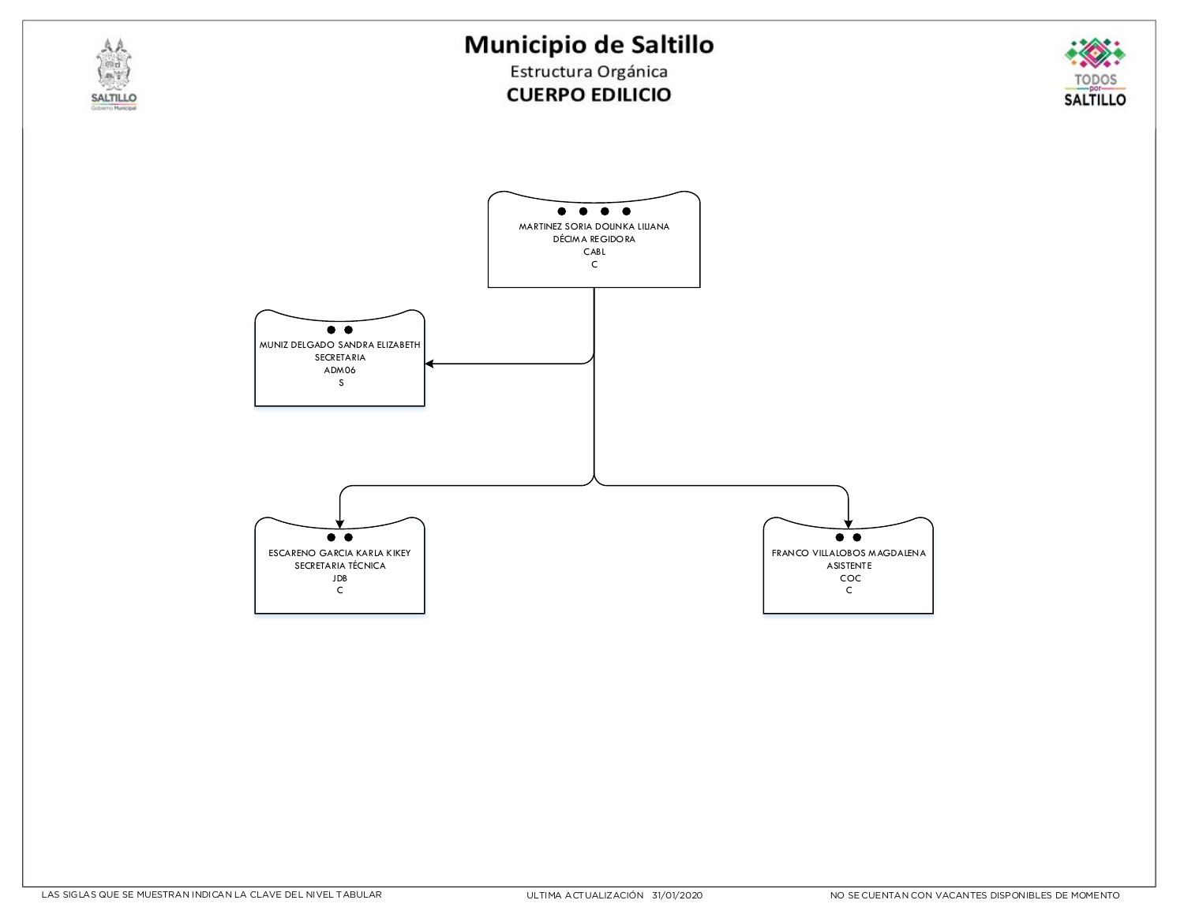# Municipio de Saltillo

Estructura Orgánica

**CUERPO EDILICIO**

- MARTINEZ SORIA DOLINKA LILIANA
  DÉCIMA REGIDORA
  CABL
  C
  - MUNIZ DELGADO SANDRA ELIZABETH
    SECRETARIA
    ADM06
    S
  - ESCARENO GARCIA KARLA KIKEY
    SECRETARIA TÉCNICA
    JDB
    C
  - FRANCO VILLALOBOS MAGDALENA
    ASISTENTE
    COC
    C

LAS SIGLAS QUE SE MUESTRAN INDICAN LA CLAVE DEL NIVEL TABULAR

ULTIMA ACTUALIZACIÓN 31/01/2020

NO SE CUENTAN CON VACANTES DISPONIBLES DE MOMENTO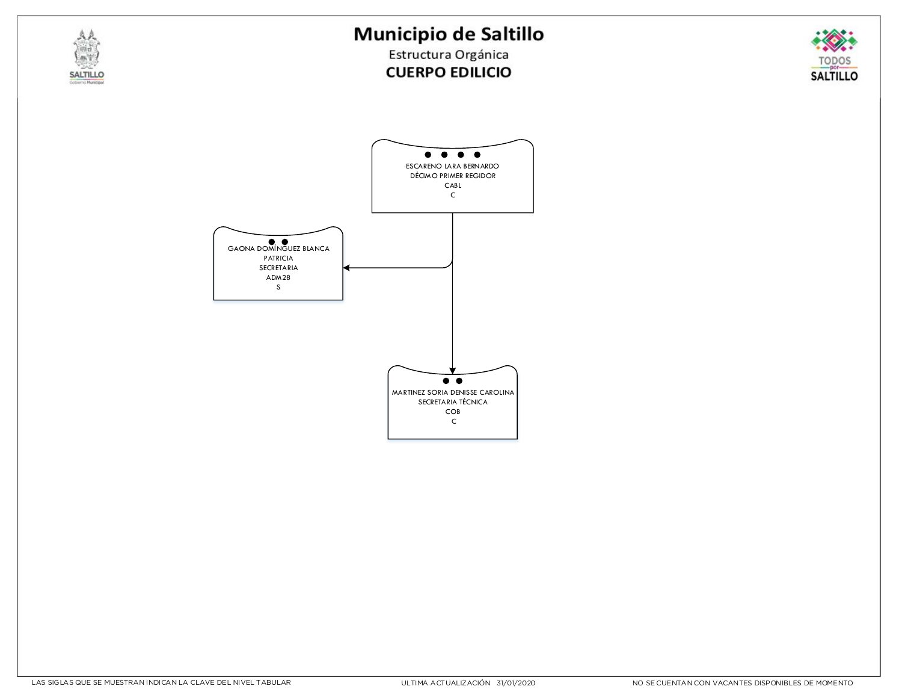# Municipio de Saltillo

Estructura Orgánica

**CUERPO EDILICIO**

ESCARENO LARA BERNARDO
DÉCIMO PRIMER REGIDOR
CABL
C

GAONA DOMÍNGUEZ BLANCA PATRICIA
SECRETARIA
ADM28
S

MARTINEZ SORIA DENISSE CAROLINA
SECRETARIA TÉCNICA
COB
C

LAS SIGLAS QUE SE MUESTRAN INDICAN LA CLAVE DEL NIVEL TABULAR

ULTIMA ACTUALIZACIÓN 31/01/2020

NO SE CUENTAN CON VACANTES DISPONIBLES DE MOMENTO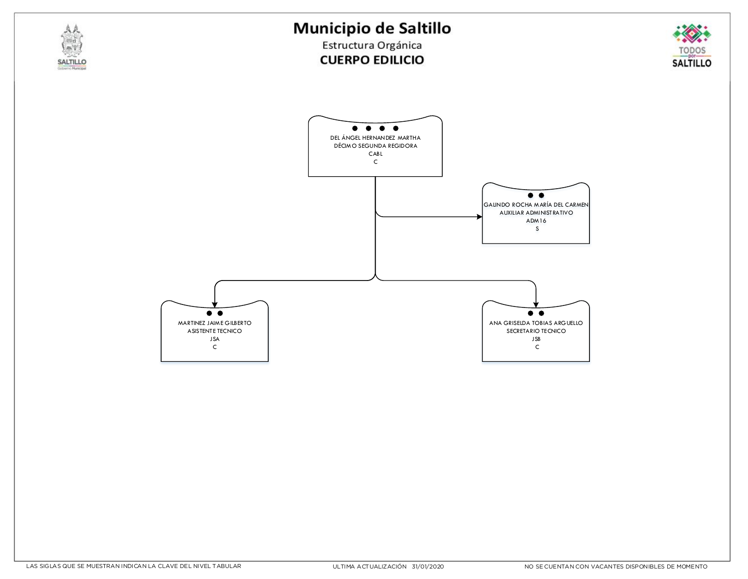# Municipio de Saltillo

Estructura Orgánica

## CUERPO EDILICIO

DEL ÁNGEL HERNANDEZ MARTHA
DÉCIMO SEGUNDA REGIDORA
CABL
C

- GALINDO ROCHA MARÍA DEL CARMEN
  AUXILIAR ADMINISTRATIVO
  ADM16
  S

- MARTINEZ JAIME GILBERTO
  ASISTENTE TECNICO
  JSA
  C

- ANA GRISELDA TOBIAS ARGUELLO
  SECRETARIO TECNICO
  JSB
  C

LAS SIGLAS QUE SE MUESTRAN INDICAN LA CLAVE DEL NIVEL TABULAR

ULTIMA ACTUALIZACIÓN 31/01/2020

NO SE CUENTAN CON VACANTES DISPONIBLES DE MOMENTO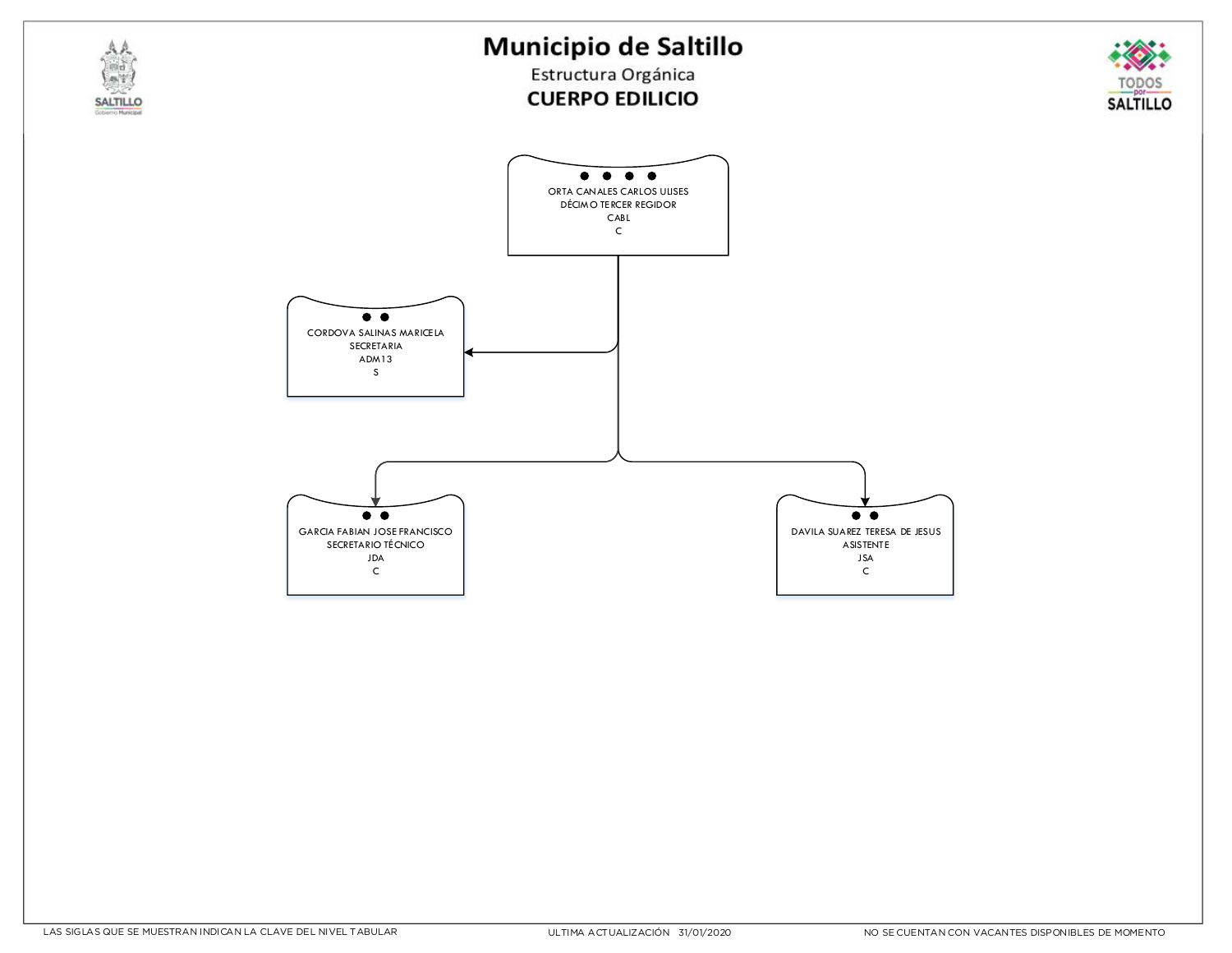# Municipio de Saltillo

## Estructura Orgánica

## CUERPO EDILICIO

- **ORTA CANALES CARLOS ULISES** — DÉCIMO TERCER REGIDOR — CABL — C
  - **CORDOVA SALINAS MARICELA** — SECRETARIA — ADM13 — S
  - **GARCIA FABIAN JOSE FRANCISCO** — SECRETARIO TÉCNICO — JDA — C
  - **DAVILA SUAREZ TERESA DE JESUS** — ASISTENTE — JSA — C

LAS SIGLAS QUE SE MUESTRAN INDICAN LA CLAVE DEL NIVEL TABULAR

ULTIMA ACTUALIZACIÓN 31/01/2020

NO SE CUENTAN CON VACANTES DISPONIBLES DE MOMENTO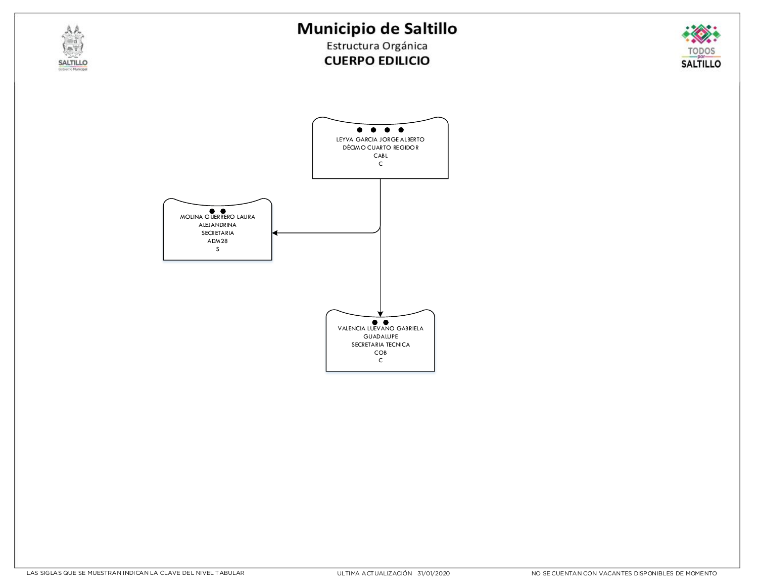# Municipio de Saltillo

## Estructura Orgánica

## CUERPO EDILICIO

- LEYVA GARCIA JORGE ALBERTO
  DÉCIMO CUARTO REGIDOR
  CABL
  C
  - MOLINA GUERRERO LAURA ALEJANDRINA
    SECRETARIA
    ADM28
    S
  - VALENCIA LUEVANO GABRIELA GUADALUPE
    SECRETARIA TECNICA
    COB
    C

LAS SIGLAS QUE SE MUESTRAN INDICAN LA CLAVE DEL NIVEL TABULAR

ULTIMA ACTUALIZACIÓN 31/01/2020

NO SE CUENTAN CON VACANTES DISPONIBLES DE MOMENTO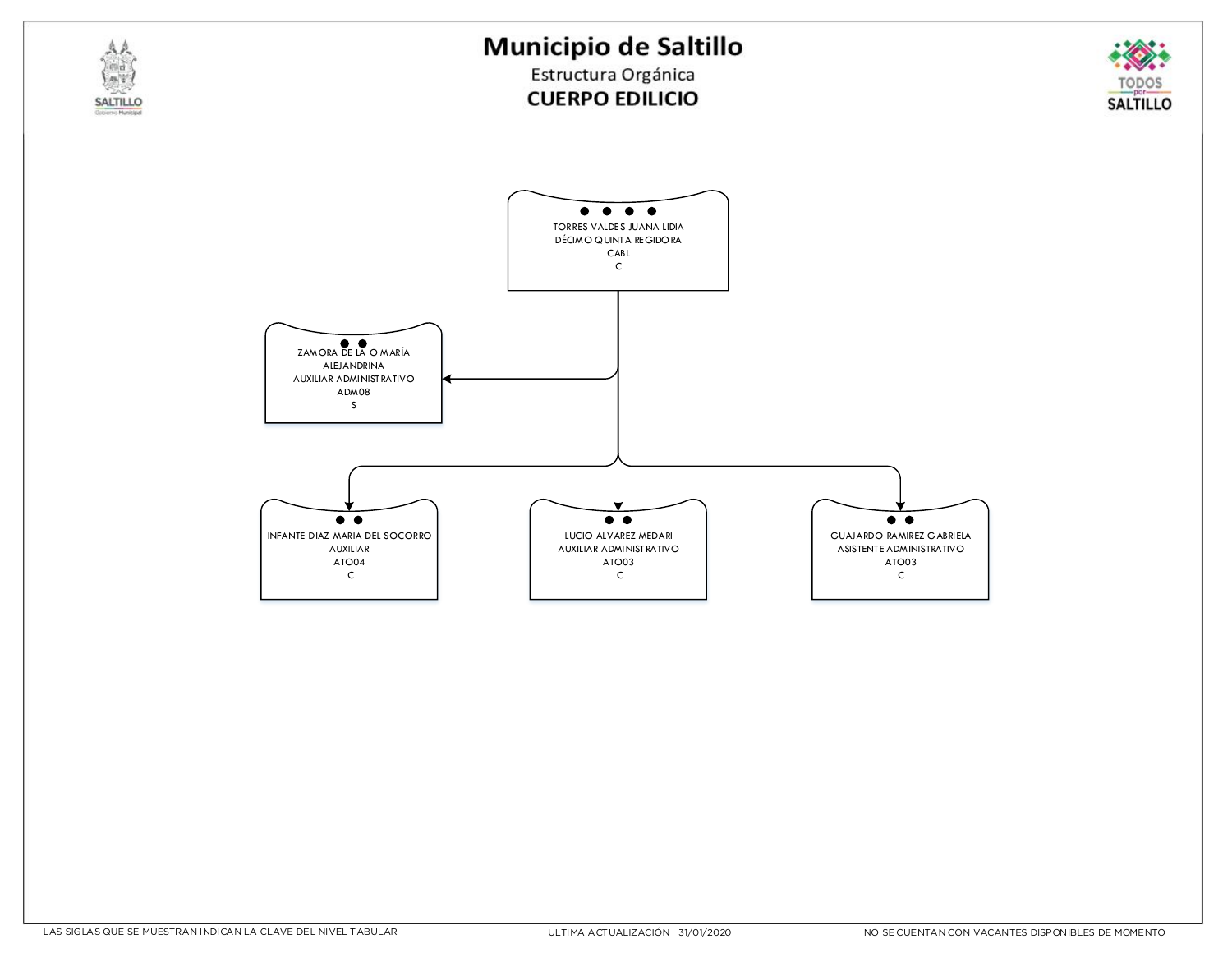# Municipio de Saltillo

## Estructura Orgánica

## CUERPO EDILICIO

- **TORRES VALDES JUANA LIDIA**
  DÉCIMO QUINTA REGIDORA
  CABL
  C
  - **ZAMORA DE LA O MARÍA ALEJANDRINA**
    AUXILIAR ADMINISTRATIVO
    ADM08
    S
  - **INFANTE DIAZ MARIA DEL SOCORRO**
    AUXILIAR
    ATO04
    C
  - **LUCIO ALVAREZ MEDARI**
    AUXILIAR ADMINISTRATIVO
    ATO03
    C
  - **GUAJARDO RAMIREZ GABRIELA**
    ASISTENTE ADMINISTRATIVO
    ATO03
    C

LAS SIGLAS QUE SE MUESTRAN INDICAN LA CLAVE DEL NIVEL TABULAR

ULTIMA ACTUALIZACIÓN 31/01/2020

NO SE CUENTAN CON VACANTES DISPONIBLES DE MOMENTO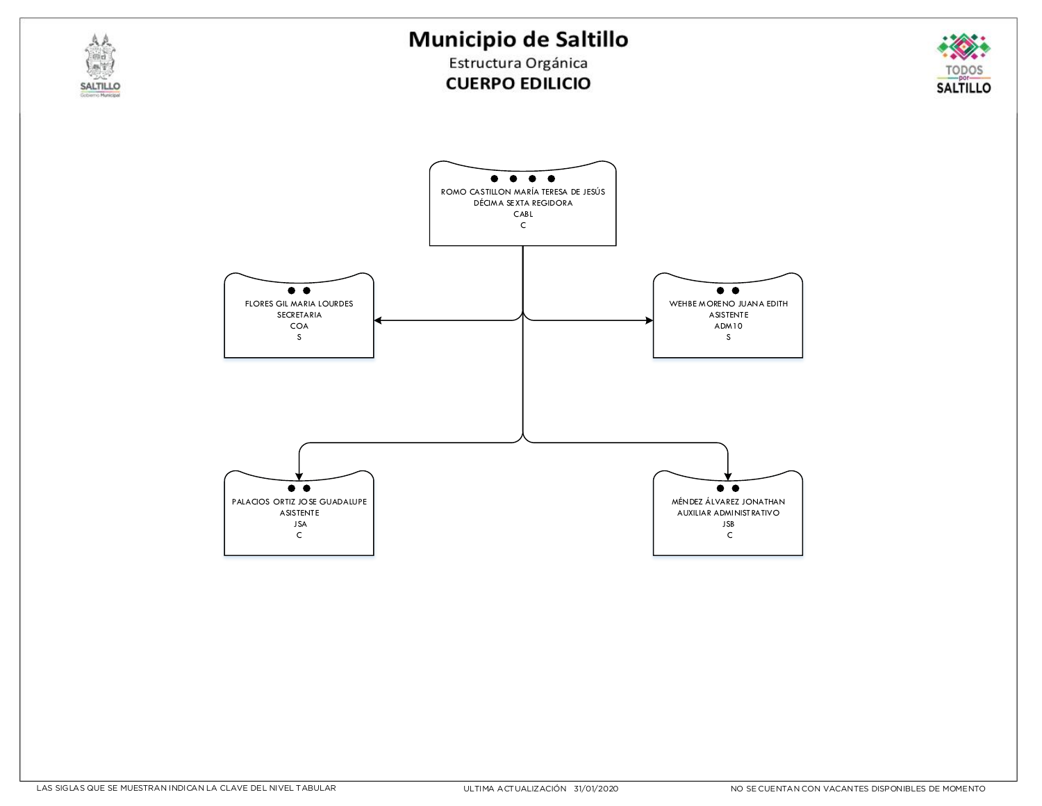# Municipio de Saltillo

Estructura Orgánica

## CUERPO EDILICIO

ROMO CASTILLON MARÍA TERESA DE JESÚS
DÉCIMA SEXTA REGIDORA
CABL
C

FLORES GIL MARIA LOURDES
SECRETARIA
COA
S

WEHBE MORENO JUANA EDITH
ASISTENTE
ADM10
S

PALACIOS ORTIZ JOSE GUADALUPE
ASISTENTE
JSA
C

MÉNDEZ ÁLVAREZ JONATHAN
AUXILIAR ADMINISTRATIVO
JSB
C

LAS SIGLAS QUE SE MUESTRAN INDICAN LA CLAVE DEL NIVEL TABULAR

ULTIMA ACTUALIZACIÓN 31/01/2020

NO SE CUENTAN CON VACANTES DISPONIBLES DE MOMENTO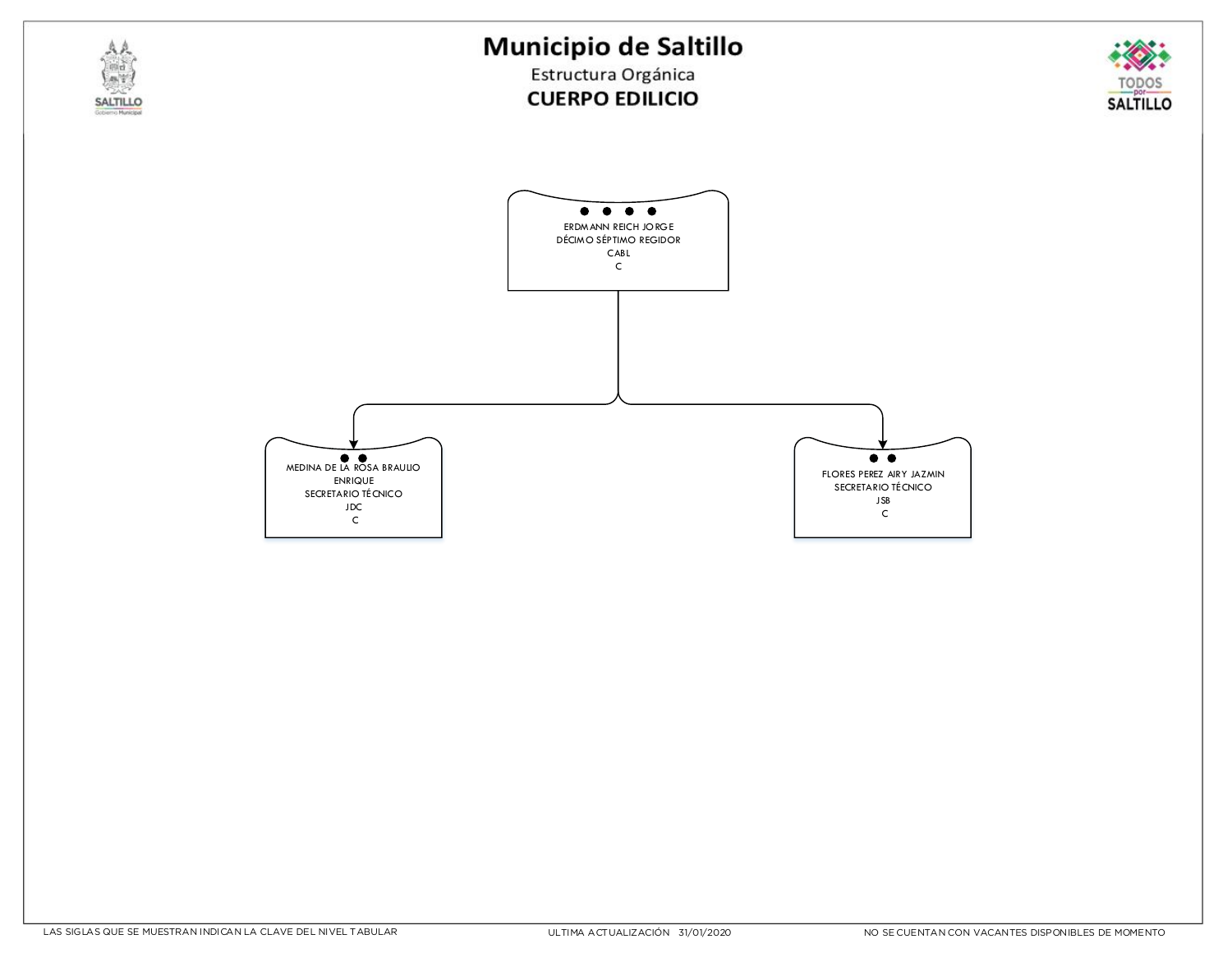# Municipio de Saltillo

## Estructura Orgánica

## CUERPO EDILICIO

ERDMANN REICH JORGE
DÉCIMO SÉPTIMO REGIDOR
CABL
C

MEDINA DE LA ROSA BRAULIO ENRIQUE
SECRETARIO TÉCNICO
JDC
C

FLORES PEREZ AIRY JAZMIN
SECRETARIO TÉCNICO
JSB
C

LAS SIGLAS QUE SE MUESTRAN INDICAN LA CLAVE DEL NIVEL TABULAR

ULTIMA ACTUALIZACIÓN 31/01/2020

NO SE CUENTAN CON VACANTES DISPONIBLES DE MOMENTO